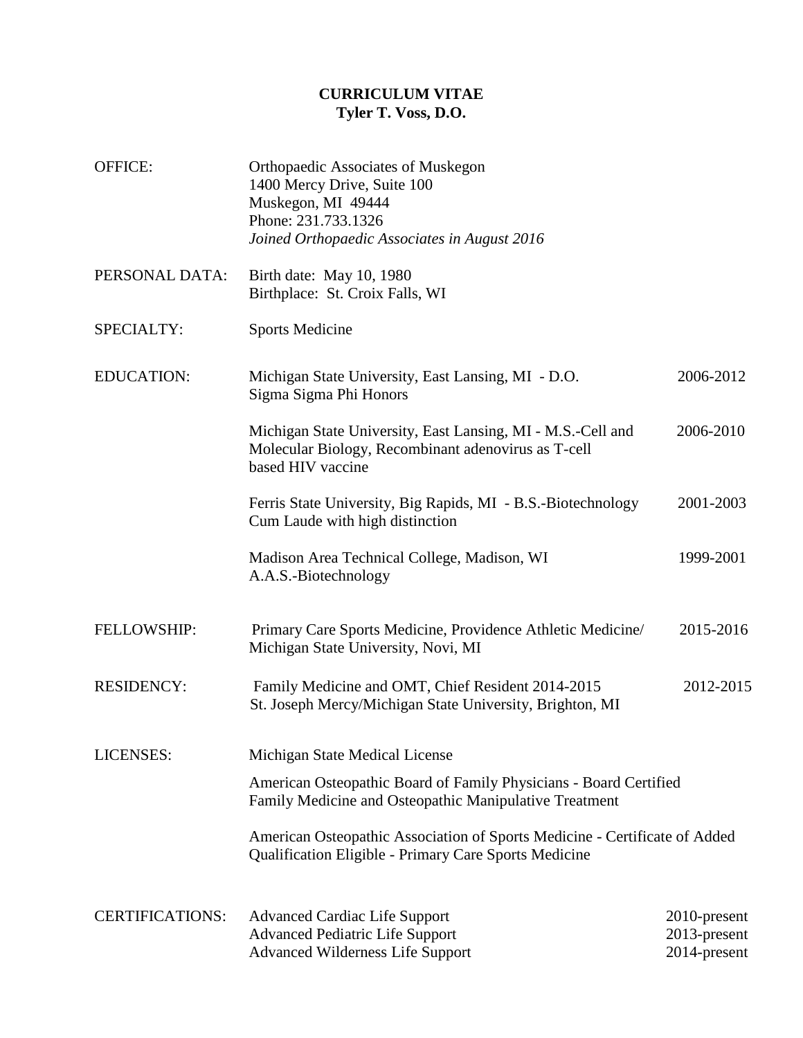# CURRICULUM VITAE
## Tyler T. Voss, D.O.

**OFFICE:**
Orthopaedic Associates of Muskegon
1400 Mercy Drive, Suite 100
Muskegon, MI 49444
Phone: 231.733.1326
*Joined Orthopaedic Associates in August 2016*

**PERSONAL DATA:**
Birth date: May 10, 1980
Birthplace: St. Croix Falls, WI

**SPECIALTY:**
Sports Medicine

**EDUCATION:**

Michigan State University, East Lansing, MI - D.O. — 2006-2012
Sigma Sigma Phi Honors

Michigan State University, East Lansing, MI - M.S.-Cell and Molecular Biology, Recombinant adenovirus as T-cell based HIV vaccine — 2006-2010

Ferris State University, Big Rapids, MI - B.S.-Biotechnology — 2001-2003
Cum Laude with high distinction

Madison Area Technical College, Madison, WI — 1999-2001
A.A.S.-Biotechnology

**FELLOWSHIP:**
Primary Care Sports Medicine, Providence Athletic Medicine/ Michigan State University, Novi, MI — 2015-2016

**RESIDENCY:**
Family Medicine and OMT, Chief Resident 2014-2015 — 2012-2015
St. Joseph Mercy/Michigan State University, Brighton, MI

**LICENSES:**

Michigan State Medical License

American Osteopathic Board of Family Physicians - Board Certified Family Medicine and Osteopathic Manipulative Treatment

American Osteopathic Association of Sports Medicine - Certificate of Added Qualification Eligible - Primary Care Sports Medicine

**CERTIFICATIONS:**

Advanced Cardiac Life Support — 2010-present
Advanced Pediatric Life Support — 2013-present
Advanced Wilderness Life Support — 2014-present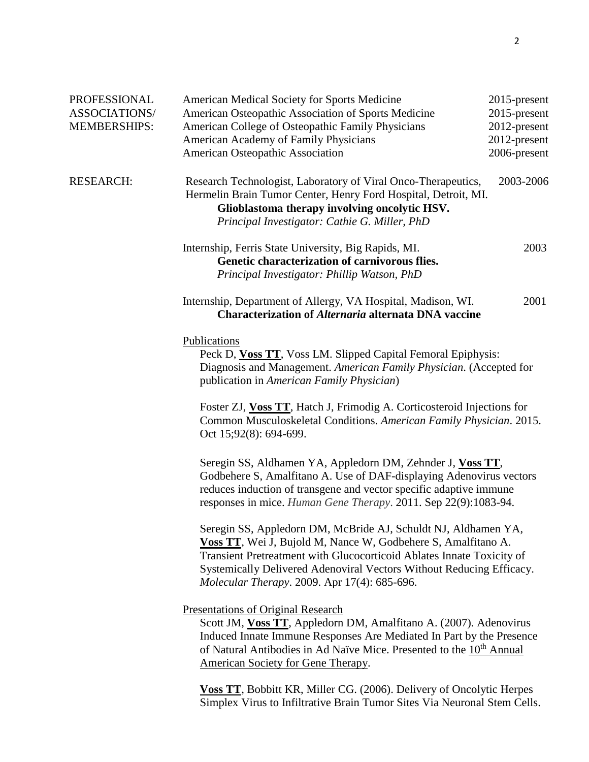PROFESSIONAL ASSOCIATIONS/ MEMBERSHIPS:

| | |
|---|---|
| American Medical Society for Sports Medicine | 2015-present |
| American Osteopathic Association of Sports Medicine | 2015-present |
| American College of Osteopathic Family Physicians | 2012-present |
| American Academy of Family Physicians | 2012-present |
| American Osteopathic Association | 2006-present |

RESEARCH:

Research Technologist, Laboratory of Viral Onco-Therapeutics, Hermelin Brain Tumor Center, Henry Ford Hospital, Detroit, MI. — 2003-2006
**Glioblastoma therapy involving oncolytic HSV.**
*Principal Investigator: Cathie G. Miller, PhD*

Internship, Ferris State University, Big Rapids, MI. — 2003
**Genetic characterization of carnivorous flies.**
*Principal Investigator: Phillip Watson, PhD*

Internship, Department of Allergy, VA Hospital, Madison, WI. — 2001
**Characterization of *Alternaria* alternata DNA vaccine**

Publications

Peck D, **Voss TT**, Voss LM. Slipped Capital Femoral Epiphysis: Diagnosis and Management. *American Family Physician*. (Accepted for publication in *American Family Physician*)

Foster ZJ, **Voss TT**, Hatch J, Frimodig A. Corticosteroid Injections for Common Musculoskeletal Conditions. *American Family Physician*. 2015. Oct 15;92(8): 694-699.

Seregin SS, Aldhamen YA, Appledorn DM, Zehnder J, **Voss TT**, Godbehere S, Amalfitano A. Use of DAF-displaying Adenovirus vectors reduces induction of transgene and vector specific adaptive immune responses in mice. *Human Gene Therapy*. 2011. Sep 22(9):1083-94.

Seregin SS, Appledorn DM, McBride AJ, Schuldt NJ, Aldhamen YA, **Voss TT**, Wei J, Bujold M, Nance W, Godbehere S, Amalfitano A. Transient Pretreatment with Glucocorticoid Ablates Innate Toxicity of Systemically Delivered Adenoviral Vectors Without Reducing Efficacy. *Molecular Therapy*. 2009. Apr 17(4): 685-696.

Presentations of Original Research

Scott JM, **Voss TT**, Appledorn DM, Amalfitano A. (2007). Adenovirus Induced Innate Immune Responses Are Mediated In Part by the Presence of Natural Antibodies in Ad Naïve Mice. Presented to the 10th Annual American Society for Gene Therapy.

**Voss TT**, Bobbitt KR, Miller CG. (2006). Delivery of Oncolytic Herpes Simplex Virus to Infiltrative Brain Tumor Sites Via Neuronal Stem Cells.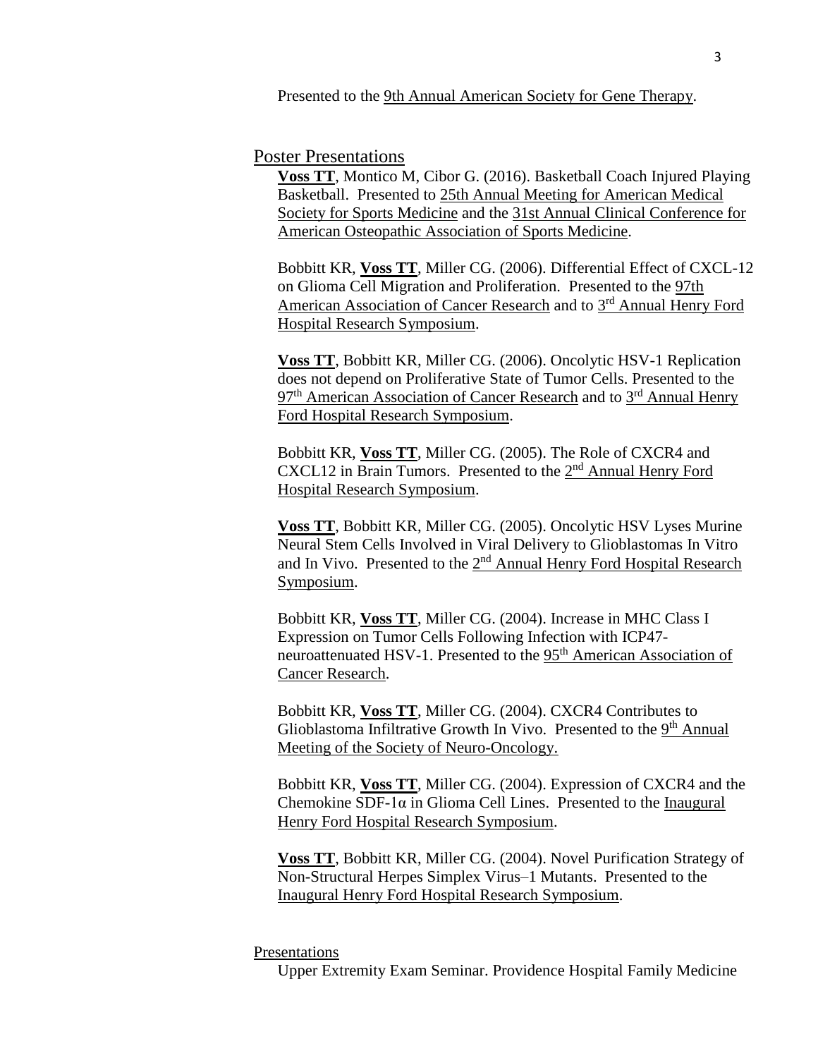Presented to the 9th Annual American Society for Gene Therapy.

## Poster Presentations

**Voss TT**, Montico M, Cibor G. (2016). Basketball Coach Injured Playing Basketball. Presented to 25th Annual Meeting for American Medical Society for Sports Medicine and the 31st Annual Clinical Conference for American Osteopathic Association of Sports Medicine.

Bobbitt KR, **Voss TT**, Miller CG. (2006). Differential Effect of CXCL-12 on Glioma Cell Migration and Proliferation. Presented to the 97th American Association of Cancer Research and to 3rd Annual Henry Ford Hospital Research Symposium.

**Voss TT**, Bobbitt KR, Miller CG. (2006). Oncolytic HSV-1 Replication does not depend on Proliferative State of Tumor Cells. Presented to the 97th American Association of Cancer Research and to 3rd Annual Henry Ford Hospital Research Symposium.

Bobbitt KR, **Voss TT**, Miller CG. (2005). The Role of CXCR4 and CXCL12 in Brain Tumors. Presented to the 2nd Annual Henry Ford Hospital Research Symposium.

**Voss TT**, Bobbitt KR, Miller CG. (2005). Oncolytic HSV Lyses Murine Neural Stem Cells Involved in Viral Delivery to Glioblastomas In Vitro and In Vivo. Presented to the 2nd Annual Henry Ford Hospital Research Symposium.

Bobbitt KR, **Voss TT**, Miller CG. (2004). Increase in MHC Class I Expression on Tumor Cells Following Infection with ICP47-neuroattenuated HSV-1. Presented to the 95th American Association of Cancer Research.

Bobbitt KR, **Voss TT**, Miller CG. (2004). CXCR4 Contributes to Glioblastoma Infiltrative Growth In Vivo. Presented to the 9th Annual Meeting of the Society of Neuro-Oncology.

Bobbitt KR, **Voss TT**, Miller CG. (2004). Expression of CXCR4 and the Chemokine SDF-1α in Glioma Cell Lines. Presented to the Inaugural Henry Ford Hospital Research Symposium.

**Voss TT**, Bobbitt KR, Miller CG. (2004). Novel Purification Strategy of Non-Structural Herpes Simplex Virus–1 Mutants. Presented to the Inaugural Henry Ford Hospital Research Symposium.

### Presentations

Upper Extremity Exam Seminar. Providence Hospital Family Medicine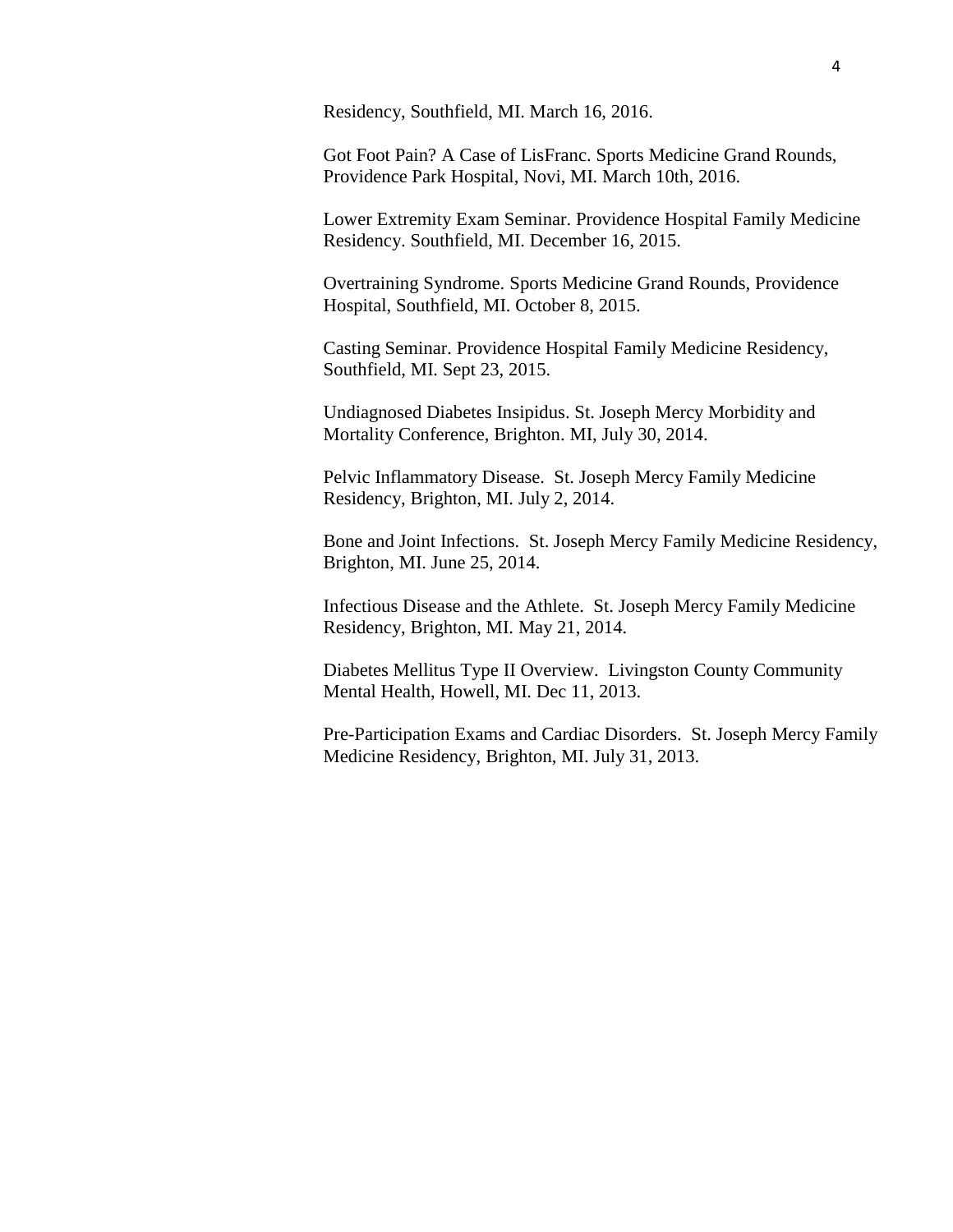Residency, Southfield, MI. March 16, 2016.

Got Foot Pain? A Case of LisFranc. Sports Medicine Grand Rounds, Providence Park Hospital, Novi, MI. March 10th, 2016.

Lower Extremity Exam Seminar. Providence Hospital Family Medicine Residency. Southfield, MI. December 16, 2015.

Overtraining Syndrome. Sports Medicine Grand Rounds, Providence Hospital, Southfield, MI. October 8, 2015.

Casting Seminar. Providence Hospital Family Medicine Residency, Southfield, MI. Sept 23, 2015.

Undiagnosed Diabetes Insipidus. St. Joseph Mercy Morbidity and Mortality Conference, Brighton. MI, July 30, 2014.

Pelvic Inflammatory Disease. St. Joseph Mercy Family Medicine Residency, Brighton, MI. July 2, 2014.

Bone and Joint Infections. St. Joseph Mercy Family Medicine Residency, Brighton, MI. June 25, 2014.

Infectious Disease and the Athlete. St. Joseph Mercy Family Medicine Residency, Brighton, MI. May 21, 2014.

Diabetes Mellitus Type II Overview. Livingston County Community Mental Health, Howell, MI. Dec 11, 2013.

Pre-Participation Exams and Cardiac Disorders. St. Joseph Mercy Family Medicine Residency, Brighton, MI. July 31, 2013.